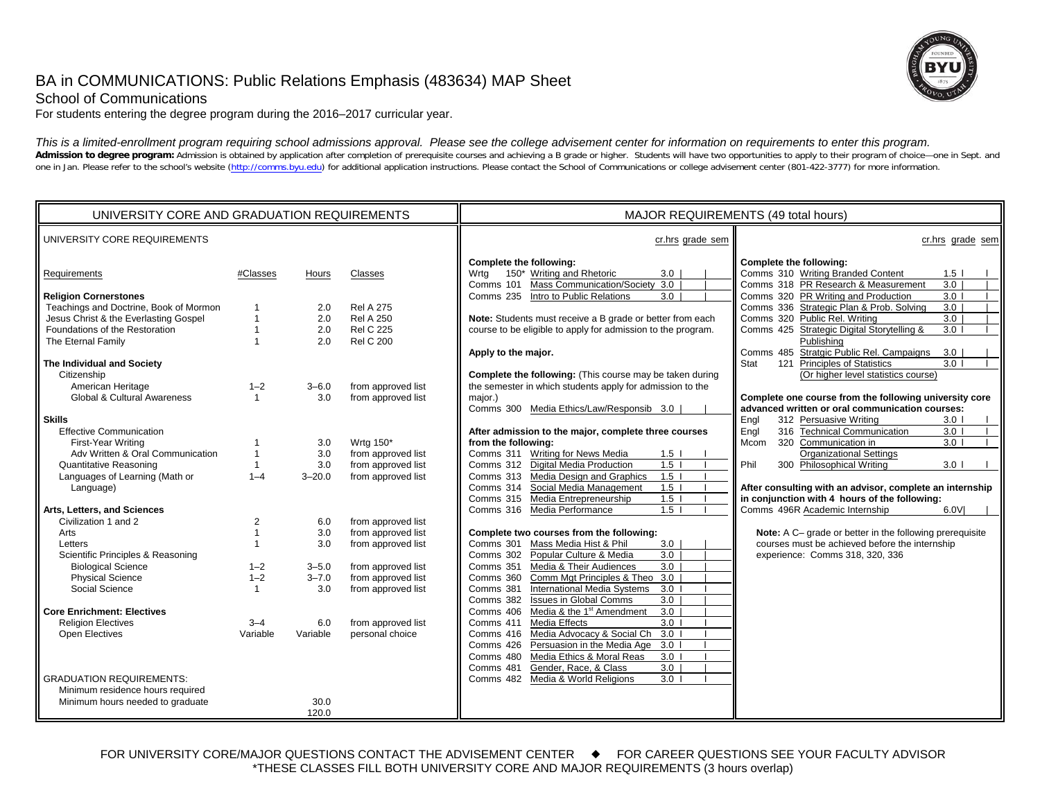# BA in COMMUNICATIONS: Public Relations Emphasis (483634) MAP Sheet

## School of Communications

For students entering the degree program during the 2016–2017 curricular year.

*This is a limited-enrollment program requiring school admissions approval. Please see the college advisement center for information on requirements to enter this program.*

**Admission to degree program:** Admission is obtained by application after completion of prerequisite courses and achieving a B grade or higher. Students will have two opportunities to apply to their program of choice—one in Sept. and one in Jan. Please refer to the school's website (http://comms.byu.edu) for additional application instructions. Please contact the School of Communications or college advisement center (801-422-3777) for more information.

## UNIVERSITY CORE AND GRADUATION REQUIREMENTS

### UNIVERSITY CORE REQUIREMENTS

| Requirements | #Classes | Hours | Classes |
|---|---|---|---|
| **Religion Cornerstones** | | | |
| Teachings and Doctrine, Book of Mormon | 1 | 2.0 | Rel A 275 |
| Jesus Christ & the Everlasting Gospel | 1 | 2.0 | Rel A 250 |
| Foundations of the Restoration | 1 | 2.0 | Rel C 225 |
| The Eternal Family | 1 | 2.0 | Rel C 200 |
| **The Individual and Society** | | | |
| Citizenship | | | |
| American Heritage | 1–2 | 3–6.0 | from approved list |
| Global & Cultural Awareness | 1 | 3.0 | from approved list |
| **Skills** | | | |
| Effective Communication | | | |
| First-Year Writing | 1 | 3.0 | Wrtg 150* |
| Adv Written & Oral Communication | 1 | 3.0 | from approved list |
| Quantitative Reasoning | 1 | 3.0 | from approved list |
| Languages of Learning (Math or Language) | 1–4 | 3–20.0 | from approved list |
| **Arts, Letters, and Sciences** | | | |
| Civilization 1 and 2 | 2 | 6.0 | from approved list |
| Arts | 1 | 3.0 | from approved list |
| Letters | 1 | 3.0 | from approved list |
| Scientific Principles & Reasoning | | | |
| Biological Science | 1–2 | 3–5.0 | from approved list |
| Physical Science | 1–2 | 3–7.0 | from approved list |
| Social Science | 1 | 3.0 | from approved list |
| **Core Enrichment: Electives** | | | |
| Religion Electives | 3–4 | 6.0 | from approved list |
| Open Electives | Variable | Variable | personal choice |

GRADUATION REQUIREMENTS:

| | Hours |
|---|---|
| Minimum residence hours required | 30.0 |
| Minimum hours needed to graduate | 120.0 |

## MAJOR REQUIREMENTS (49 total hours)

**Complete the following:**

| Course | Title | cr.hrs | grade | sem |
|---|---|---|---|---|
| Wrtg 150* | Writing and Rhetoric | 3.0 | | |
| Comms 101 | Mass Communication/Society | 3.0 | | |
| Comms 235 | Intro to Public Relations | 3.0 | | |

**Note:** Students must receive a B grade or better from each course to be eligible to apply for admission to the program.

**Apply to the major.**

**Complete the following:** (This course may be taken during the semester in which students apply for admission to the major.)

| Course | Title | cr.hrs | grade | sem |
|---|---|---|---|---|
| Comms 300 | Media Ethics/Law/Responsib | 3.0 | | |

**After admission to the major, complete three courses from the following:**

| Course | Title | cr.hrs | grade | sem |
|---|---|---|---|---|
| Comms 311 | Writing for News Media | 1.5 | | |
| Comms 312 | Digital Media Production | 1.5 | | |
| Comms 313 | Media Design and Graphics | 1.5 | | |
| Comms 314 | Social Media Management | 1.5 | | |
| Comms 315 | Media Entrepreneurship | 1.5 | | |
| Comms 316 | Media Performance | 1.5 | | |

**Complete two courses from the following:**

| Course | Title | cr.hrs | grade | sem |
|---|---|---|---|---|
| Comms 301 | Mass Media Hist & Phil | 3.0 | | |
| Comms 302 | Popular Culture & Media | 3.0 | | |
| Comms 351 | Media & Their Audiences | 3.0 | | |
| Comms 360 | Comm Mgt Principles & Theo | 3.0 | | |
| Comms 381 | International Media Systems | 3.0 | | |
| Comms 382 | Issues in Global Comms | 3.0 | | |
| Comms 406 | Media & the 1st Amendment | 3.0 | | |
| Comms 411 | Media Effects | 3.0 | | |
| Comms 416 | Media Advocacy & Social Ch | 3.0 | | |
| Comms 426 | Persuasion in the Media Age | 3.0 | | |
| Comms 480 | Media Ethics & Moral Reas | 3.0 | | |
| Comms 481 | Gender, Race, & Class | 3.0 | | |
| Comms 482 | Media & World Religions | 3.0 | | |

**Complete the following:**

| Course | Title | cr.hrs | grade | sem |
|---|---|---|---|---|
| Comms 310 | Writing Branded Content | 1.5 | | |
| Comms 318 | PR Research & Measurement | 3.0 | | |
| Comms 320 | PR Writing and Production | 3.0 | | |
| Comms 336 | Strategic Plan & Prob. Solving | 3.0 | | |
| Comms 320 | Public Rel. Writing | 3.0 | | |
| Comms 425 | Strategic Digital Storytelling & Publishing | 3.0 | | |
| Comms 485 | Stratgic Public Rel. Campaigns | 3.0 | | |
| Stat 121 | Principles of Statistics (Or higher level statistics course) | 3.0 | | |

**Complete one course from the following university core advanced written or oral communication courses:**

| Course | Title | cr.hrs | grade | sem |
|---|---|---|---|---|
| Engl 312 | Persuasive Writing | 3.0 | | |
| Engl 316 | Technical Communication | 3.0 | | |
| Mcom 320 | Communication in Organizational Settings | 3.0 | | |
| Phil 300 | Philosophical Writing | 3.0 | | |

**After consulting with an advisor, complete an internship in conjunction with 4 hours of the following:**

| Course | Title | cr.hrs | grade | sem |
|---|---|---|---|---|
| Comms 496R | Academic Internship | 6.0V | | |

**Note:** A C– grade or better in the following prerequisite courses must be achieved before the internship experience: Comms 318, 320, 336

FOR UNIVERSITY CORE/MAJOR QUESTIONS CONTACT THE ADVISEMENT CENTER ◆ FOR CAREER QUESTIONS SEE YOUR FACULTY ADVISOR

*THESE CLASSES FILL BOTH UNIVERSITY CORE AND MAJOR REQUIREMENTS (3 hours overlap)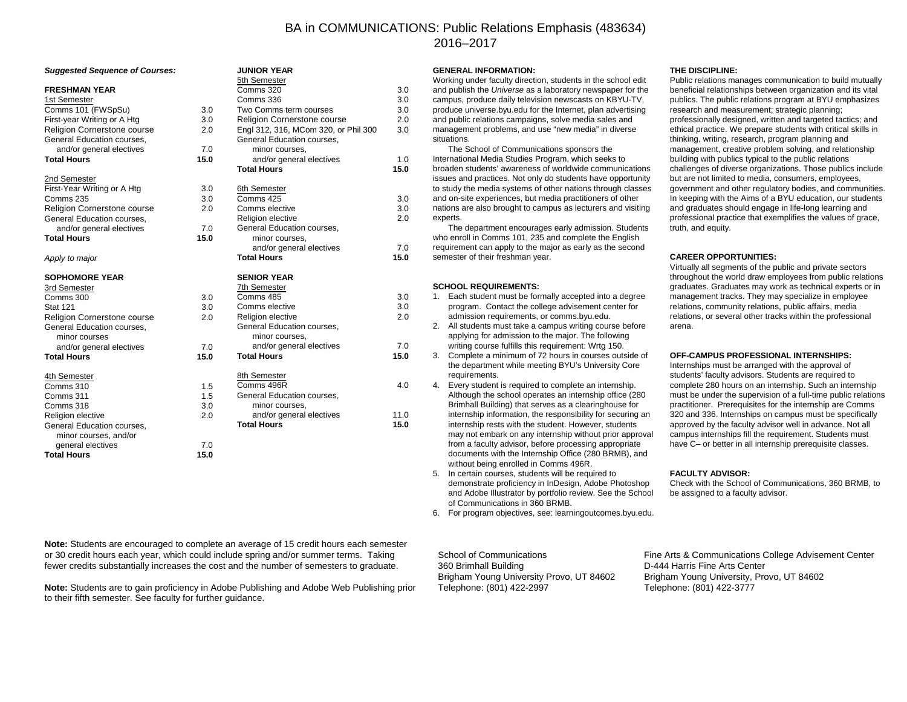# BA in COMMUNICATIONS: Public Relations Emphasis (483634)
## 2016–2017

***Suggested Sequence of Courses:***

**FRESHMAN YEAR**

| 1st Semester | |
|---|---|
| Comms 101 (FWSpSu) | 3.0 |
| First-year Writing or A Htg | 3.0 |
| Religion Cornerstone course | 2.0 |
| General Education courses, and/or general electives | 7.0 |
| **Total Hours** | **15.0** |

| 2nd Semester | |
|---|---|
| First-Year Writing or A Htg | 3.0 |
| Comms 235 | 3.0 |
| Religion Cornerstone course | 2.0 |
| General Education courses, and/or general electives | 7.0 |
| **Total Hours** | **15.0** |

*Apply to major*

**SOPHOMORE YEAR**

| 3rd Semester | |
|---|---|
| Comms 300 | 3.0 |
| Stat 121 | 3.0 |
| Religion Cornerstone course | 2.0 |
| General Education courses, minor courses and/or general electives | 7.0 |
| **Total Hours** | **15.0** |

| 4th Semester | |
|---|---|
| Comms 310 | 1.5 |
| Comms 311 | 1.5 |
| Comms 318 | 3.0 |
| Religion elective | 2.0 |
| General Education courses, minor courses, and/or general electives | 7.0 |
| **Total Hours** | **15.0** |

**JUNIOR YEAR**

| 5th Semester | |
|---|---|
| Comms 320 | 3.0 |
| Comms 336 | 3.0 |
| Two Comms term courses | 3.0 |
| Religion Cornerstone course | 2.0 |
| Engl 312, 316, MCom 320, or Phil 300 | 3.0 |
| General Education courses, minor courses, and/or general electives | 1.0 |
| **Total Hours** | **15.0** |

| 6th Semester | |
|---|---|
| Comms 425 | 3.0 |
| Comms elective | 3.0 |
| Religion elective | 2.0 |
| General Education courses, minor courses, and/or general electives | 7.0 |
| **Total Hours** | **15.0** |

**SENIOR YEAR**

| 7th Semester | |
|---|---|
| Comms 485 | 3.0 |
| Comms elective | 3.0 |
| Religion elective | 2.0 |
| General Education courses, minor courses, and/or general electives | 7.0 |
| **Total Hours** | **15.0** |

| 8th Semester | |
|---|---|
| Comms 496R | 4.0 |
| General Education courses, minor courses, and/or general electives | 11.0 |
| **Total Hours** | **15.0** |

**Note:** Students are encouraged to complete an average of 15 credit hours each semester or 30 credit hours each year, which could include spring and/or summer terms. Taking fewer credits substantially increases the cost and the number of semesters to graduate.

**Note:** Students are to gain proficiency in Adobe Publishing and Adobe Web Publishing prior to their fifth semester. See faculty for further guidance.

**GENERAL INFORMATION:**

Working under faculty direction, students in the school edit and publish the *Universe* as a laboratory newspaper for the campus, produce daily television newscasts on KBYU-TV, produce universe.byu.edu for the Internet, plan advertising and public relations campaigns, solve media sales and management problems, and use "new media" in diverse situations.

The School of Communications sponsors the International Media Studies Program, which seeks to broaden students' awareness of worldwide communications issues and practices. Not only do students have opportunity to study the media systems of other nations through classes and on-site experiences, but media practitioners of other nations are also brought to campus as lecturers and visiting experts.

The department encourages early admission. Students who enroll in Comms 101, 235 and complete the English requirement can apply to the major as early as the second semester of their freshman year.

**SCHOOL REQUIREMENTS:**

1. Each student must be formally accepted into a degree program. Contact the college advisement center for admission requirements, or comms.byu.edu.
2. All students must take a campus writing course before applying for admission to the major. The following writing course fulfills this requirement: Wrtg 150.
3. Complete a minimum of 72 hours in courses outside of the department while meeting BYU's University Core requirements.
4. Every student is required to complete an internship. Although the school operates an internship office (280 Brimhall Building) that serves as a clearinghouse for internship information, the responsibility for securing an internship rests with the student. However, students may not embark on any internship without prior approval from a faculty advisor, before processing appropriate documents with the Internship Office (280 BRMB), and without being enrolled in Comms 496R.
5. In certain courses, students will be required to demonstrate proficiency in InDesign, Adobe Photoshop and Adobe Illustrator by portfolio review. See the School of Communications in 360 BRMB.
6. For program objectives, see: learningoutcomes.byu.edu.

**THE DISCIPLINE:**

Public relations manages communication to build mutually beneficial relationships between organization and its vital publics. The public relations program at BYU emphasizes research and measurement; strategic planning; professionally designed, written and targeted tactics; and ethical practice. We prepare students with critical skills in thinking, writing, research, program planning and management, creative problem solving, and relationship building with publics typical to the public relations challenges of diverse organizations. Those publics include but are not limited to media, consumers, employees, government and other regulatory bodies, and communities. In keeping with the Aims of a BYU education, our students and graduates should engage in life-long learning and professional practice that exemplifies the values of grace, truth, and equity.

**CAREER OPPORTUNITIES:**

Virtually all segments of the public and private sectors throughout the world draw employees from public relations graduates. Graduates may work as technical experts or in management tracks. They may specialize in employee relations, community relations, public affairs, media relations, or several other tracks within the professional arena.

**OFF-CAMPUS PROFESSIONAL INTERNSHIPS:**

Internships must be arranged with the approval of students' faculty advisors. Students are required to complete 280 hours on an internship. Such an internship must be under the supervision of a full-time public relations practitioner. Prerequisites for the internship are Comms 320 and 336. Internships on campus must be specifically approved by the faculty advisor well in advance. Not all campus internships fill the requirement. Students must have C– or better in all internship prerequisite classes.

**FACULTY ADVISOR:**

Check with the School of Communications, 360 BRMB, to be assigned to a faculty advisor.

School of Communications
360 Brimhall Building
Brigham Young University Provo, UT 84602
Telephone: (801) 422-2997

Fine Arts & Communications College Advisement Center
D-444 Harris Fine Arts Center
Brigham Young University, Provo, UT 84602
Telephone: (801) 422-3777